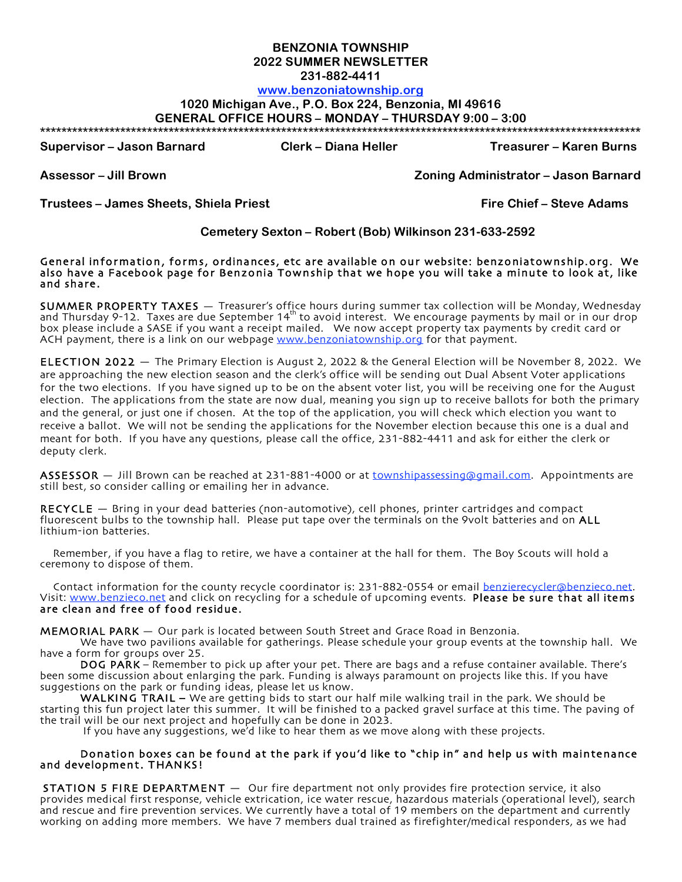**BENZONIA TOWNSHIP**
**2022 SUMMER NEWSLETTER**
**231-882-4411**
**www.benzoniatownship.org**
**1020 Michigan Ave., P.O. Box 224, Benzonia, MI 49616**
**GENERAL OFFICE HOURS – MONDAY – THURSDAY 9:00 – 3:00**

---

**Supervisor – Jason Barnard** | **Clerk – Diana Heller** | **Treasurer – Karen Burns**

**Assessor – Jill Brown** | **Zoning Administrator – Jason Barnard**

**Trustees – James Sheets, Shiela Priest** | **Fire Chief – Steve Adams**

**Cemetery Sexton – Robert (Bob) Wilkinson 231-633-2592**

**General information, forms, ordinances, etc are available on our website: benzoniatownship.org. We also have a Facebook page for Benzonia Township that we hope you will take a minute to look at, like and share.**

**SUMMER PROPERTY TAXES** — Treasurer's office hours during summer tax collection will be Monday, Wednesday and Thursday 9-12. Taxes are due September 14th to avoid interest. We encourage payments by mail or in our drop box please include a SASE if you want a receipt mailed. We now accept property tax payments by credit card or ACH payment, there is a link on our webpage www.benzoniatownship.org for that payment.

**ELECTION 2022** — The Primary Election is August 2, 2022 & the General Election will be November 8, 2022. We are approaching the new election season and the clerk's office will be sending out Dual Absent Voter applications for the two elections. If you have signed up to be on the absent voter list, you will be receiving one for the August election. The applications from the state are now dual, meaning you sign up to receive ballots for both the primary and the general, or just one if chosen. At the top of the application, you will check which election you want to receive a ballot. We will not be sending the applications for the November election because this one is a dual and meant for both. If you have any questions, please call the office, 231-882-4411 and ask for either the clerk or deputy clerk.

**ASSESSOR** — Jill Brown can be reached at 231-881-4000 or at townshipassessing@gmail.com. Appointments are still best, so consider calling or emailing her in advance.

**RECYCLE** — Bring in your dead batteries (non-automotive), cell phones, printer cartridges and compact fluorescent bulbs to the township hall. Please put tape over the terminals on the 9volt batteries and on **ALL** lithium-ion batteries.

Remember, if you have a flag to retire, we have a container at the hall for them. The Boy Scouts will hold a ceremony to dispose of them.

Contact information for the county recycle coordinator is: 231-882-0554 or email benzierecycler@benzieco.net. Visit: www.benzieco.net and click on recycling for a schedule of upcoming events. **Please be sure that all items are clean and free of food residue.**

**MEMORIAL PARK** — Our park is located between South Street and Grace Road in Benzonia.

We have two pavilions available for gatherings. Please schedule your group events at the township hall. We have a form for groups over 25.

**DOG PARK** – Remember to pick up after your pet. There are bags and a refuse container available. There's been some discussion about enlarging the park. Funding is always paramount on projects like this. If you have suggestions on the park or funding ideas, please let us know.

**WALKING TRAIL –** We are getting bids to start our half mile walking trail in the park. We should be starting this fun project later this summer. It will be finished to a packed gravel surface at this time. The paving of the trail will be our next project and hopefully can be done in 2023.

If you have any suggestions, we'd like to hear them as we move along with these projects.

**Donation boxes can be found at the park if you'd like to "chip in" and help us with maintenance and development. THANKS!**

**STATION 5 FIRE DEPARTMENT** — Our fire department not only provides fire protection service, it also provides medical first response, vehicle extrication, ice water rescue, hazardous materials (operational level), search and rescue and fire prevention services. We currently have a total of 19 members on the department and currently working on adding more members. We have 7 members dual trained as firefighter/medical responders, as we had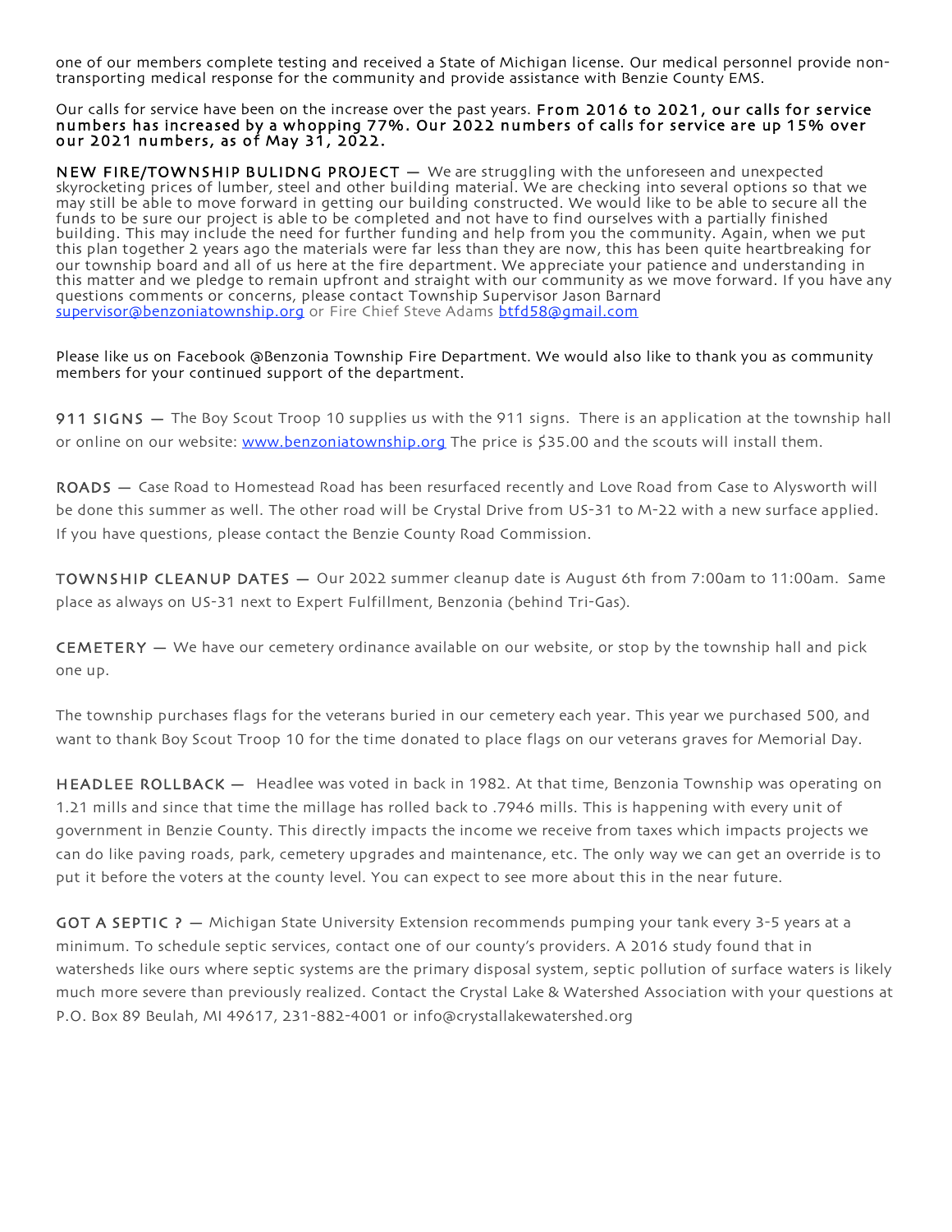one of our members complete testing and received a State of Michigan license. Our medical personnel provide non-transporting medical response for the community and provide assistance with Benzie County EMS.

Our calls for service have been on the increase over the past years. **From 2016 to 2021, our calls for service numbers has increased by a whopping 77%. Our 2022 numbers of calls for service are up 15% over our 2021 numbers, as of May 31, 2022.**

**NEW FIRE/TOWNSHIP BULIDNG PROJECT —** We are struggling with the unforeseen and unexpected skyrocketing prices of lumber, steel and other building material. We are checking into several options so that we may still be able to move forward in getting our building constructed. We would like to be able to secure all the funds to be sure our project is able to be completed and not have to find ourselves with a partially finished building. This may include the need for further funding and help from you the community. Again, when we put this plan together 2 years ago the materials were far less than they are now, this has been quite heartbreaking for our township board and all of us here at the fire department. We appreciate your patience and understanding in this matter and we pledge to remain upfront and straight with our community as we move forward. If you have any questions comments or concerns, please contact Township Supervisor Jason Barnard supervisor@benzoniatownship.org or Fire Chief Steve Adams btfd58@gmail.com

Please like us on Facebook @Benzonia Township Fire Department. We would also like to thank you as community members for your continued support of the department.

**911 SIGNS —** The Boy Scout Troop 10 supplies us with the 911 signs. There is an application at the township hall or online on our website: www.benzoniatownship.org The price is $35.00 and the scouts will install them.

**ROADS —** Case Road to Homestead Road has been resurfaced recently and Love Road from Case to Alysworth will be done this summer as well. The other road will be Crystal Drive from US-31 to M-22 with a new surface applied. If you have questions, please contact the Benzie County Road Commission.

**TOWNSHIP CLEANUP DATES —** Our 2022 summer cleanup date is August 6th from 7:00am to 11:00am. Same place as always on US-31 next to Expert Fulfillment, Benzonia (behind Tri-Gas).

**CEMETERY —** We have our cemetery ordinance available on our website, or stop by the township hall and pick one up.

The township purchases flags for the veterans buried in our cemetery each year. This year we purchased 500, and want to thank Boy Scout Troop 10 for the time donated to place flags on our veterans graves for Memorial Day.

**HEADLEE ROLLBACK —** Headlee was voted in back in 1982. At that time, Benzonia Township was operating on 1.21 mills and since that time the millage has rolled back to .7946 mills. This is happening with every unit of government in Benzie County. This directly impacts the income we receive from taxes which impacts projects we can do like paving roads, park, cemetery upgrades and maintenance, etc. The only way we can get an override is to put it before the voters at the county level. You can expect to see more about this in the near future.

**GOT A SEPTIC ? —** Michigan State University Extension recommends pumping your tank every 3-5 years at a minimum. To schedule septic services, contact one of our county's providers. A 2016 study found that in watersheds like ours where septic systems are the primary disposal system, septic pollution of surface waters is likely much more severe than previously realized. Contact the Crystal Lake & Watershed Association with your questions at P.O. Box 89 Beulah, MI 49617, 231-882-4001 or info@crystallakewatershed.org